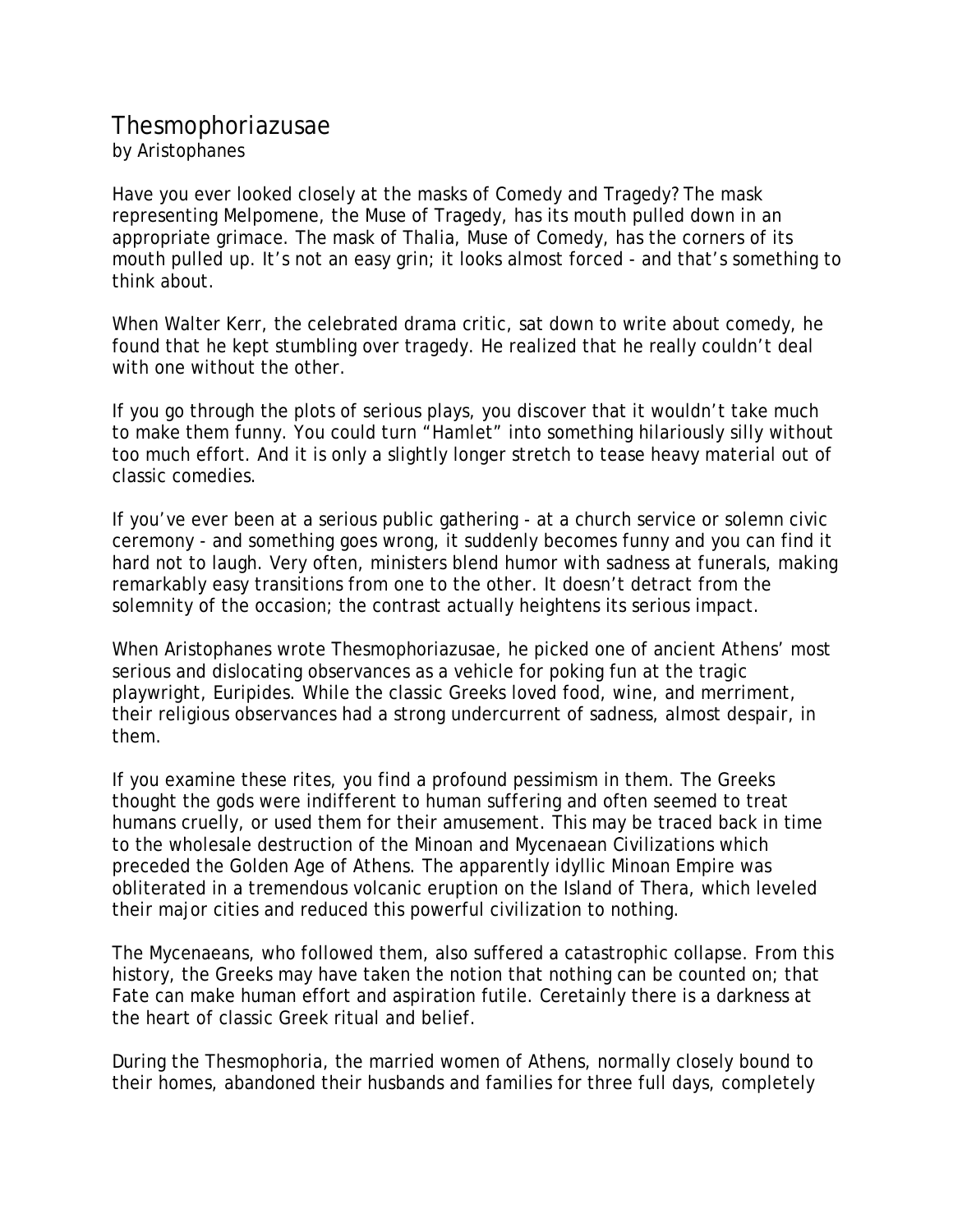# Thesmophoriazusae

by Aristophanes

Have you ever looked closely at the masks of Comedy and Tragedy? The mask representing Melpomene, the Muse of Tragedy, has its mouth pulled down in an appropriate grimace. The mask of Thalia, Muse of Comedy, has the corners of its mouth pulled up. It's not an easy grin; it looks almost forced - and that's something to think about.

When Walter Kerr, the celebrated drama critic, sat down to write about comedy, he found that he kept stumbling over tragedy. He realized that he really couldn't deal with one without the other.

If you go through the plots of serious plays, you discover that it wouldn't take much to make them funny. You could turn "Hamlet" into something hilariously silly without too much effort. And it is only a slightly longer stretch to tease heavy material out of classic comedies.

If you've ever been at a serious public gathering - at a church service or solemn civic ceremony - and something goes wrong, it suddenly becomes funny and you can find it hard not to laugh. Very often, ministers blend humor with sadness at funerals, making remarkably easy transitions from one to the other. It doesn't detract from the solemnity of the occasion; the contrast actually heightens its serious impact.

When Aristophanes wrote Thesmophoriazusae, he picked one of ancient Athens' most serious and dislocating observances as a vehicle for poking fun at the tragic playwright, Euripides. While the classic Greeks loved food, wine, and merriment, their religious observances had a strong undercurrent of sadness, almost despair, in them.

If you examine these rites, you find a profound pessimism in them. The Greeks thought the gods were indifferent to human suffering and often seemed to treat humans cruelly, or used them for their amusement. This may be traced back in time to the wholesale destruction of the Minoan and Mycenaean Civilizations which preceded the Golden Age of Athens. The apparently idyllic Minoan Empire was obliterated in a tremendous volcanic eruption on the Island of Thera, which leveled their major cities and reduced this powerful civilization to nothing.

The Mycenaeans, who followed them, also suffered a catastrophic collapse. From this history, the Greeks may have taken the notion that nothing can be counted on; that Fate can make human effort and aspiration futile. Ceretainly there is a darkness at the heart of classic Greek ritual and belief.

During the Thesmophoria, the married women of Athens, normally closely bound to their homes, abandoned their husbands and families for three full days, completely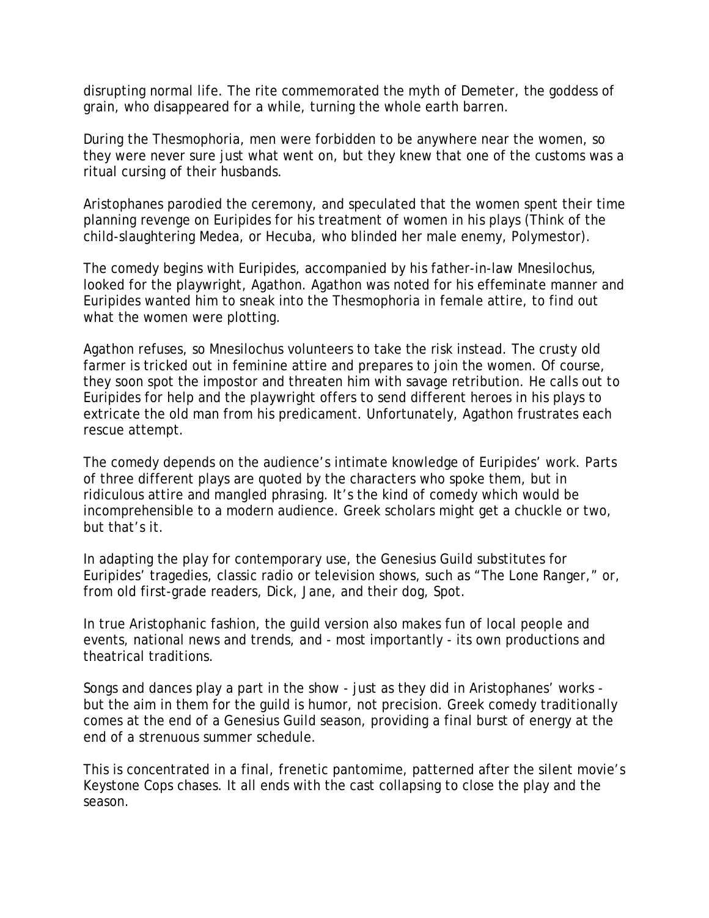disrupting normal life. The rite commemorated the myth of Demeter, the goddess of grain, who disappeared for a while, turning the whole earth barren.

During the Thesmophoria, men were forbidden to be anywhere near the women, so they were never sure just what went on, but they knew that one of the customs was a ritual cursing of their husbands.

Aristophanes parodied the ceremony, and speculated that the women spent their time planning revenge on Euripides for his treatment of women in his plays (Think of the child-slaughtering Medea, or Hecuba, who blinded her male enemy, Polymestor).

The comedy begins with Euripides, accompanied by his father-in-law Mnesilochus, looked for the playwright, Agathon. Agathon was noted for his effeminate manner and Euripides wanted him to sneak into the Thesmophoria in female attire, to find out what the women were plotting.

Agathon refuses, so Mnesilochus volunteers to take the risk instead. The crusty old farmer is tricked out in feminine attire and prepares to join the women. Of course, they soon spot the impostor and threaten him with savage retribution. He calls out to Euripides for help and the playwright offers to send different heroes in his plays to extricate the old man from his predicament. Unfortunately, Agathon frustrates each rescue attempt.

The comedy depends on the audience's intimate knowledge of Euripides' work. Parts of three different plays are quoted by the characters who spoke them, but in ridiculous attire and mangled phrasing. It's the kind of comedy which would be incomprehensible to a modern audience. Greek scholars might get a chuckle or two, but that's it.

In adapting the play for contemporary use, the Genesius Guild substitutes for Euripides' tragedies, classic radio or television shows, such as "The Lone Ranger," or, from old first-grade readers, Dick, Jane, and their dog, Spot.

In true Aristophanic fashion, the guild version also makes fun of local people and events, national news and trends, and - most importantly - its own productions and theatrical traditions.

Songs and dances play a part in the show - just as they did in Aristophanes' works - but the aim in them for the guild is humor, not precision. Greek comedy traditionally comes at the end of a Genesius Guild season, providing a final burst of energy at the end of a strenuous summer schedule.

This is concentrated in a final, frenetic pantomime, patterned after the silent movie's Keystone Cops chases. It all ends with the cast collapsing to close the play and the season.